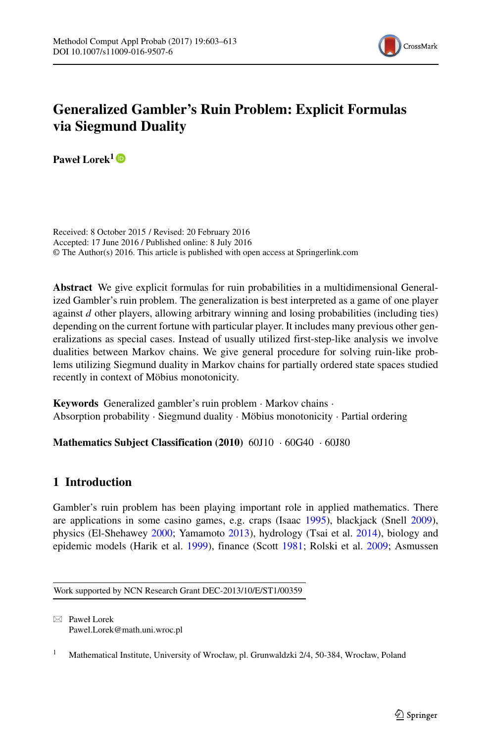# Generalized Gambler's Ruin Problem: Explicit Formulas via Siegmund Duality

**Paweł Lorek**[1]

Received: 8 October 2015 / Revised: 20 February 2016
Accepted: 17 June 2016 / Published online: 8 July 2016
© The Author(s) 2016. This article is published with open access at Springerlink.com

**Abstract** We give explicit formulas for ruin probabilities in a multidimensional Generalized Gambler's ruin problem. The generalization is best interpreted as a game of one player against $d$ other players, allowing arbitrary winning and losing probabilities (including ties) depending on the current fortune with particular player. It includes many previous other generalizations as special cases. Instead of usually utilized first-step-like analysis we involve dualities between Markov chains. We give general procedure for solving ruin-like problems utilizing Siegmund duality in Markov chains for partially ordered state spaces studied recently in context of Möbius monotonicity.

**Keywords** Generalized gambler's ruin problem · Markov chains · Absorption probability · Siegmund duality · Möbius monotonicity · Partial ordering

**Mathematics Subject Classification (2010)** 60J10 · 60G40 · 60J80

## 1 Introduction

Gambler's ruin problem has been playing important role in applied mathematics. There are applications in some casino games, e.g. craps (Isaac 1995), blackjack (Snell 2009), physics (El-Shehawey 2000; Yamamoto 2013), hydrology (Tsai et al. 2014), biology and epidemic models (Harik et al. 1999), finance (Scott 1981; Rolski et al. 2009; Asmussen

---

Work supported by NCN Research Grant DEC-2013/10/E/ST1/00359

✉ Paweł Lorek
Pawel.Lorek@math.uni.wroc.pl

[1] Mathematical Institute, University of Wrocław, pl. Grunwaldzki 2/4, 50-384, Wrocław, Poland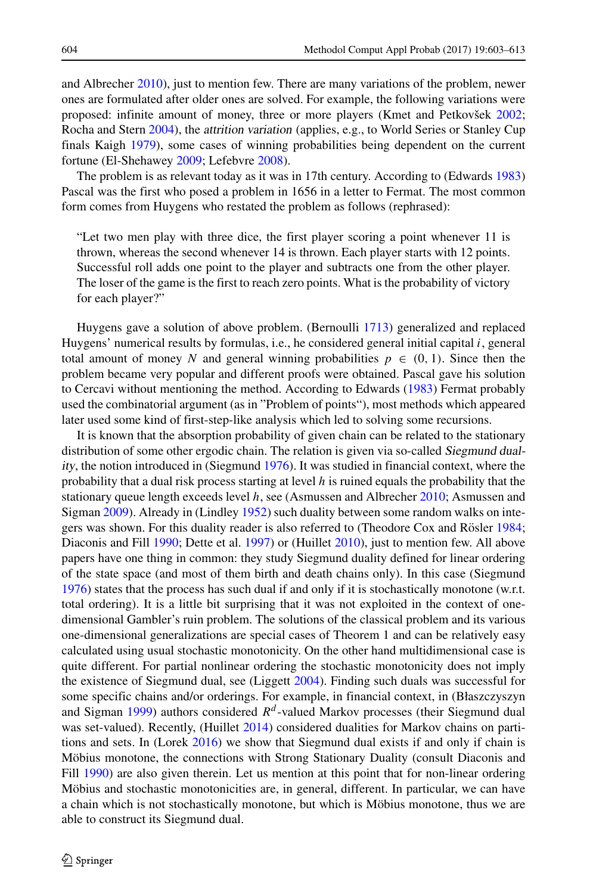and Albrecher 2010), just to mention few. There are many variations of the problem, newer ones are formulated after older ones are solved. For example, the following variations were proposed: infinite amount of money, three or more players (Kmet and Petkovšek 2002; Rocha and Stern 2004), the *attrition variation* (applies, e.g., to World Series or Stanley Cup finals Kaigh 1979), some cases of winning probabilities being dependent on the current fortune (El-Shehawey 2009; Lefebvre 2008).

The problem is as relevant today as it was in 17th century. According to (Edwards 1983) Pascal was the first who posed a problem in 1656 in a letter to Fermat. The most common form comes from Huygens who restated the problem as follows (rephrased):

> "Let two men play with three dice, the first player scoring a point whenever 11 is thrown, whereas the second whenever 14 is thrown. Each player starts with 12 points. Successful roll adds one point to the player and subtracts one from the other player. The loser of the game is the first to reach zero points. What is the probability of victory for each player?"

Huygens gave a solution of above problem. (Bernoulli 1713) generalized and replaced Huygens' numerical results by formulas, i.e., he considered general initial capital $i$, general total amount of money $N$ and general winning probabilities $p \in (0, 1)$. Since then the problem became very popular and different proofs were obtained. Pascal gave his solution to Cercavi without mentioning the method. According to Edwards (1983) Fermat probably used the combinatorial argument (as in "Problem of points"), most methods which appeared later used some kind of first-step-like analysis which led to solving some recursions.

It is known that the absorption probability of given chain can be related to the stationary distribution of some other ergodic chain. The relation is given via so-called *Siegmund duality*, the notion introduced in (Siegmund 1976). It was studied in financial context, where the probability that a dual risk process starting at level $h$ is ruined equals the probability that the stationary queue length exceeds level $h$, see (Asmussen and Albrecher 2010; Asmussen and Sigman 2009). Already in (Lindley 1952) such duality between some random walks on integers was shown. For this duality reader is also referred to (Theodore Cox and Rösler 1984; Diaconis and Fill 1990; Dette et al. 1997) or (Huillet 2010), just to mention few. All above papers have one thing in common: they study Siegmund duality defined for linear ordering of the state space (and most of them birth and death chains only). In this case (Siegmund 1976) states that the process has such dual if and only if it is stochastically monotone (w.r.t. total ordering). It is a little bit surprising that it was not exploited in the context of one-dimensional Gambler's ruin problem. The solutions of the classical problem and its various one-dimensional generalizations are special cases of Theorem 1 and can be relatively easy calculated using usual stochastic monotonicity. On the other hand multidimensional case is quite different. For partial nonlinear ordering the stochastic monotonicity does not imply the existence of Siegmund dual, see (Liggett 2004). Finding such duals was successful for some specific chains and/or orderings. For example, in financial context, in (Błaszczyszyn and Sigman 1999) authors considered $R^d$-valued Markov processes (their Siegmund dual was set-valued). Recently, (Huillet 2014) considered dualities for Markov chains on partitions and sets. In (Lorek 2016) we show that Siegmund dual exists if and only if chain is Möbius monotone, the connections with Strong Stationary Duality (consult Diaconis and Fill 1990) are also given therein. Let us mention at this point that for non-linear ordering Möbius and stochastic monotonicities are, in general, different. In particular, we can have a chain which is not stochastically monotone, but which is Möbius monotone, thus we are able to construct its Siegmund dual.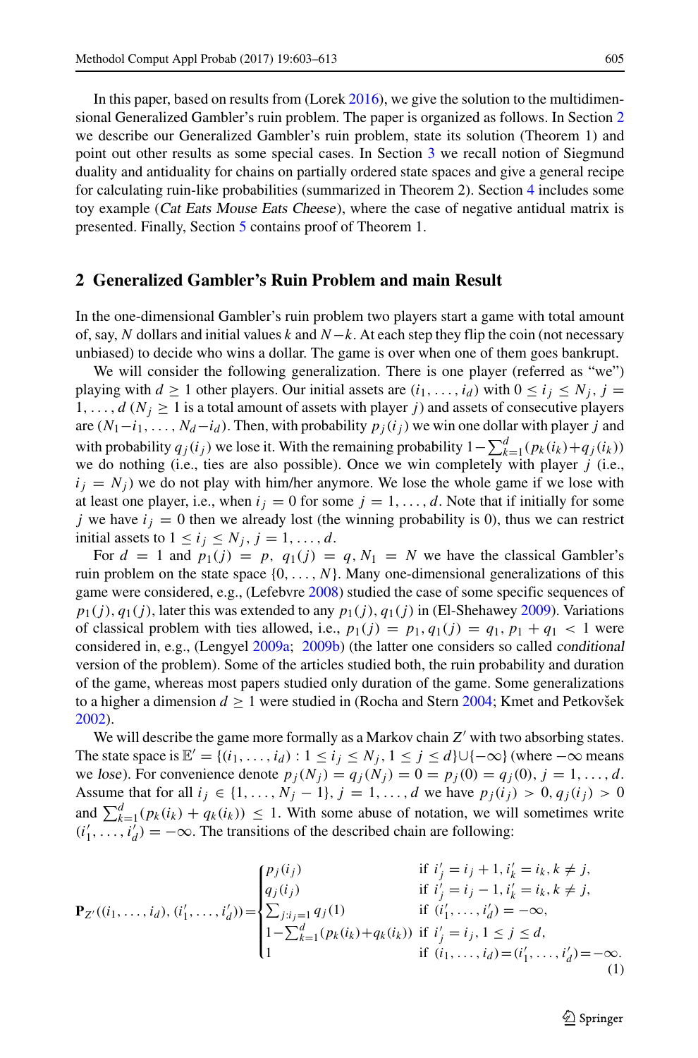In this paper, based on results from (Lorek 2016), we give the solution to the multidimensional Generalized Gambler's ruin problem. The paper is organized as follows. In Section 2 we describe our Generalized Gambler's ruin problem, state its solution (Theorem 1) and point out other results as some special cases. In Section 3 we recall notion of Siegmund duality and antiduality for chains on partially ordered state spaces and give a general recipe for calculating ruin-like probabilities (summarized in Theorem 2). Section 4 includes some toy example (*Cat Eats Mouse Eats Cheese*), where the case of negative antidual matrix is presented. Finally, Section 5 contains proof of Theorem 1.

## 2 Generalized Gambler's Ruin Problem and main Result

In the one-dimensional Gambler's ruin problem two players start a game with total amount of, say, $N$ dollars and initial values $k$ and $N-k$. At each step they flip the coin (not necessary unbiased) to decide who wins a dollar. The game is over when one of them goes bankrupt.

We will consider the following generalization. There is one player (referred as "we") playing with $d \geq 1$ other players. Our initial assets are $(i_1, \ldots, i_d)$ with $0 \leq i_j \leq N_j$, $j = 1, \ldots, d$ ($N_j \geq 1$ is a total amount of assets with player $j$) and assets of consecutive players are $(N_1 - i_1, \ldots, N_d - i_d)$. Then, with probability $p_j(i_j)$ we win one dollar with player $j$ and with probability $q_j(i_j)$ we lose it. With the remaining probability $1 - \sum_{k=1}^{d}(p_k(i_k) + q_j(i_k))$ we do nothing (i.e., ties are also possible). Once we win completely with player $j$ (i.e., $i_j = N_j$) we do not play with him/her anymore. We lose the whole game if we lose with at least one player, i.e., when $i_j = 0$ for some $j = 1, \ldots, d$. Note that if initially for some $j$ we have $i_j = 0$ then we already lost (the winning probability is 0), thus we can restrict initial assets to $1 \leq i_j \leq N_j$, $j = 1, \ldots, d$.

For $d = 1$ and $p_1(j) = p$, $q_1(j) = q$, $N_1 = N$ we have the classical Gambler's ruin problem on the state space $\{0, \ldots, N\}$. Many one-dimensional generalizations of this game were considered, e.g., (Lefebvre 2008) studied the case of some specific sequences of $p_1(j), q_1(j)$, later this was extended to any $p_1(j), q_1(j)$ in (El-Shehawey 2009). Variations of classical problem with ties allowed, i.e., $p_1(j) = p_1, q_1(j) = q_1, p_1 + q_1 < 1$ were considered in, e.g., (Lengyel 2009a; 2009b) (the latter one considers so called *conditional* version of the problem). Some of the articles studied both, the ruin probability and duration of the game, whereas most papers studied only duration of the game. Some generalizations to a higher a dimension $d \geq 1$ were studied in (Rocha and Stern 2004; Kmet and Petkovšek 2002).

We will describe the game more formally as a Markov chain $Z'$ with two absorbing states. The state space is $\mathbb{E}' = \{(i_1, \ldots, i_d) : 1 \leq i_j \leq N_j, 1 \leq j \leq d\} \cup \{-\infty\}$ (where $-\infty$ means we *lose*). For convenience denote $p_j(N_j) = q_j(N_j) = 0 = p_j(0) = q_j(0)$, $j = 1, \ldots, d$. Assume that for all $i_j \in \{1, \ldots, N_j - 1\}$, $j = 1, \ldots, d$ we have $p_j(i_j) > 0, q_j(i_j) > 0$ and $\sum_{k=1}^{d}(p_k(i_k) + q_k(i_k)) \leq 1$. With some abuse of notation, we will sometimes write $(i'_1, \ldots, i'_d) = -\infty$. The transitions of the described chain are following:

$$
\mathbf{P}_{Z'}((i_1, \ldots, i_d), (i'_1, \ldots, i'_d)) = \begin{cases} p_j(i_j) & \text{if } i'_j = i_j + 1, i'_k = i_k, k \neq j, \\ q_j(i_j) & \text{if } i'_j = i_j - 1, i'_k = i_k, k \neq j, \\ \sum_{j: i_j = 1} q_j(1) & \text{if } (i'_1, \ldots, i'_d) = -\infty, \\ 1 - \sum_{k=1}^{d}(p_k(i_k) + q_k(i_k)) & \text{if } i'_j = i_j, 1 \leq j \leq d, \\ 1 & \text{if } (i_1, \ldots, i_d) = (i'_1, \ldots, i'_d) = -\infty. \end{cases} \tag{1}
$$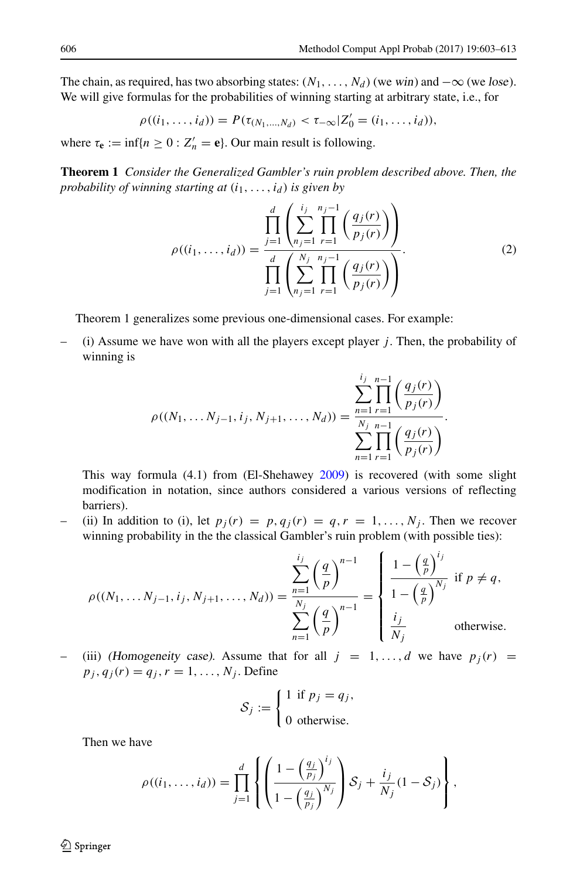The chain, as required, has two absorbing states: $(N_1, \ldots, N_d)$ (we *win*) and $-\infty$ (we *lose*). We will give formulas for the probabilities of winning starting at arbitrary state, i.e., for

$$\rho((i_1, \ldots, i_d)) = P(\tau_{(N_1,\ldots,N_d)} < \tau_{-\infty} | Z'_0 = (i_1, \ldots, i_d)),$$

where $\tau_{\mathbf{e}} := \inf\{n \geq 0 : Z'_n = \mathbf{e}\}$. Our main result is following.

**Theorem 1** *Consider the Generalized Gambler's ruin problem described above. Then, the probability of winning starting at $(i_1, \ldots, i_d)$ is given by*

$$\rho((i_1, \ldots, i_d)) = \frac{\prod_{j=1}^{d} \left( \sum_{n_j=1}^{i_j} \prod_{r=1}^{n_j-1} \left( \frac{q_j(r)}{p_j(r)} \right) \right)}{\prod_{j=1}^{d} \left( \sum_{n_j=1}^{N_j} \prod_{r=1}^{n_j-1} \left( \frac{q_j(r)}{p_j(r)} \right) \right)}. \tag{2}$$

Theorem 1 generalizes some previous one-dimensional cases. For example:

– (i) Assume we have won with all the players except player $j$. Then, the probability of winning is

$$\rho((N_1, \ldots N_{j-1}, i_j, N_{j+1}, \ldots, N_d)) = \frac{\sum_{n=1}^{i_j} \prod_{r=1}^{n-1} \left( \frac{q_j(r)}{p_j(r)} \right)}{\sum_{n=1}^{N_j} \prod_{r=1}^{n-1} \left( \frac{q_j(r)}{p_j(r)} \right)}.$$

This way formula (4.1) from (El-Shehawey 2009) is recovered (with some slight modification in notation, since authors considered a various versions of reflecting barriers).

– (ii) In addition to (i), let $p_j(r) = p, q_j(r) = q, r = 1, \ldots, N_j$. Then we recover winning probability in the the classical Gambler's ruin problem (with possible ties):

$$\rho((N_1, \ldots N_{j-1}, i_j, N_{j+1}, \ldots, N_d)) = \frac{\sum_{n=1}^{i_j} \left( \frac{q}{p} \right)^{n-1}}{\sum_{n=1}^{N_j} \left( \frac{q}{p} \right)^{n-1}} = \begin{cases} \dfrac{1 - \left( \frac{q}{p} \right)^{i_j}}{1 - \left( \frac{q}{p} \right)^{N_j}} & \text{if } p \neq q, \\[2ex] \dfrac{i_j}{N_j} & \text{otherwise.} \end{cases}$$

– (iii) *(Homogeneity case).* Assume that for all $j = 1, \ldots, d$ we have $p_j(r) = p_j, q_j(r) = q_j, r = 1, \ldots, N_j$. Define

$$\mathcal{S}_j := \begin{cases} 1 & \text{if } p_j = q_j, \\ 0 & \text{otherwise.} \end{cases}$$

Then we have

$$\rho((i_1, \ldots, i_d)) = \prod_{j=1}^{d} \left\{ \left( \frac{1 - \left( \frac{q_j}{p_j} \right)^{i_j}}{1 - \left( \frac{q_j}{p_j} \right)^{N_j}} \right) \mathcal{S}_j + \frac{i_j}{N_j} (1 - \mathcal{S}_j) \right\},$$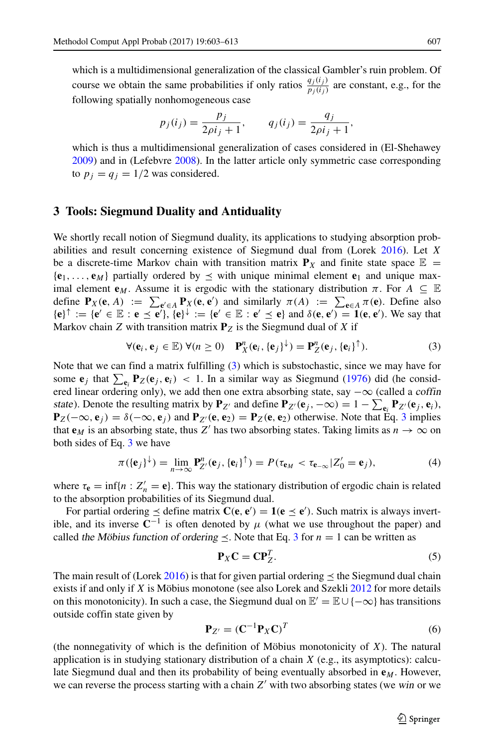which is a multidimensional generalization of the classical Gambler's ruin problem. Of course we obtain the same probabilities if only ratios $\frac{q_j(i_j)}{p_j(i_j)}$ are constant, e.g., for the following spatially nonhomogeneous case

$$p_j(i_j) = \frac{p_j}{2\rho i_j + 1}, \qquad q_j(i_j) = \frac{q_j}{2\rho i_j + 1},$$

which is thus a multidimensional generalization of cases considered in (El-Shehawey 2009) and in (Lefebvre 2008). In the latter article only symmetric case corresponding to $p_j = q_j = 1/2$ was considered.

## 3 Tools: Siegmund Duality and Antiduality

We shortly recall notion of Siegmund duality, its applications to studying absorption probabilities and result concerning existence of Siegmund dual from (Lorek 2016). Let $X$ be a discrete-time Markov chain with transition matrix $\mathbf{P}_X$ and finite state space $\mathbb{E} = \{\mathbf{e}_1, \ldots, \mathbf{e}_M\}$ partially ordered by $\preceq$ with unique minimal element $\mathbf{e}_1$ and unique maximal element $\mathbf{e}_M$. Assume it is ergodic with the stationary distribution $\pi$. For $A \subseteq \mathbb{E}$ define $\mathbf{P}_X(\mathbf{e}, A) := \sum_{\mathbf{e}' \in A} \mathbf{P}_X(\mathbf{e}, \mathbf{e}')$ and similarly $\pi(A) := \sum_{\mathbf{e} \in A} \pi(\mathbf{e})$. Define also $\{\mathbf{e}\}^{\uparrow} := \{\mathbf{e}' \in \mathbb{E} : \mathbf{e} \preceq \mathbf{e}'\}$, $\{\mathbf{e}\}^{\downarrow} := \{\mathbf{e}' \in \mathbb{E} : \mathbf{e}' \preceq \mathbf{e}\}$ and $\delta(\mathbf{e}, \mathbf{e}') = \mathbf{1}(\mathbf{e}, \mathbf{e}')$. We say that Markov chain $Z$ with transition matrix $\mathbf{P}_Z$ is the Siegmund dual of $X$ if

$$\forall (\mathbf{e}_i, \mathbf{e}_j \in \mathbb{E}) \ \forall (n \geq 0) \quad \mathbf{P}^n_X(\mathbf{e}_i, \{\mathbf{e}_j\}^{\downarrow}) = \mathbf{P}^n_Z(\mathbf{e}_j, \{\mathbf{e}_i\}^{\uparrow}). \tag{3}$$

Note that we can find a matrix fulfilling (3) which is substochastic, since we may have for some $\mathbf{e}_j$ that $\sum_{\mathbf{e}_i} \mathbf{P}_Z(\mathbf{e}_j, \mathbf{e}_i) < 1$. In a similar way as Siegmund (1976) did (he considered linear ordering only), we add then one extra absorbing state, say $-\infty$ (called a *coffin state*). Denote the resulting matrix by $\mathbf{P}_{Z'}$ and define $\mathbf{P}_{Z'}(\mathbf{e}_j, -\infty) = 1 - \sum_{\mathbf{e}_i} \mathbf{P}_{Z'}(\mathbf{e}_j, \mathbf{e}_i)$, $\mathbf{P}_Z(-\infty, \mathbf{e}_j) = \delta(-\infty, \mathbf{e}_j)$ and $\mathbf{P}_{Z'}(\mathbf{e}, \mathbf{e}_2) = \mathbf{P}_Z(\mathbf{e}, \mathbf{e}_2)$ otherwise. Note that Eq. 3 implies that $\mathbf{e}_M$ is an absorbing state, thus $Z'$ has two absorbing states. Taking limits as $n \to \infty$ on both sides of Eq. 3 we have

$$\pi(\{\mathbf{e}_j\}^{\downarrow}) = \lim_{n \to \infty} \mathbf{P}^n_{Z'}(\mathbf{e}_j, \{\mathbf{e}_i\}^{\uparrow}) = P(\tau_{\mathbf{e}_M} < \tau_{\mathbf{e}_{-\infty}} | Z'_0 = \mathbf{e}_j), \tag{4}$$

where $\tau_{\mathbf{e}} = \inf\{n : Z'_n = \mathbf{e}\}$. This way the stationary distribution of ergodic chain is related to the absorption probabilities of its Siegmund dual.

For partial ordering $\preceq$ define matrix $\mathbf{C}(\mathbf{e}, \mathbf{e}') = \mathbf{1}(\mathbf{e} \preceq \mathbf{e}')$. Such matrix is always invertible, and its inverse $\mathbf{C}^{-1}$ is often denoted by $\mu$ (what we use throughout the paper) and called *the Möbius function of ordering* $\preceq$. Note that Eq. 3 for $n = 1$ can be written as

$$\mathbf{P}_X \mathbf{C} = \mathbf{C} \mathbf{P}^T_Z. \tag{5}$$

The main result of (Lorek 2016) is that for given partial ordering $\preceq$ the Siegmund dual chain exists if and only if $X$ is Möbius monotone (see also Lorek and Szekli 2012 for more details on this monotonicity). In such a case, the Siegmund dual on $\mathbb{E}' = \mathbb{E} \cup \{-\infty\}$ has transitions outside coffin state given by

$$\mathbf{P}_{Z'} = (\mathbf{C}^{-1} \mathbf{P}_X \mathbf{C})^T \tag{6}$$

(the nonnegativity of which is the definition of Möbius monotonicity of $X$). The natural application is in studying stationary distribution of a chain $X$ (e.g., its asymptotics): calculate Siegmund dual and then its probability of being eventually absorbed in $\mathbf{e}_M$. However, we can reverse the process starting with a chain $Z'$ with two absorbing states (we *win* or we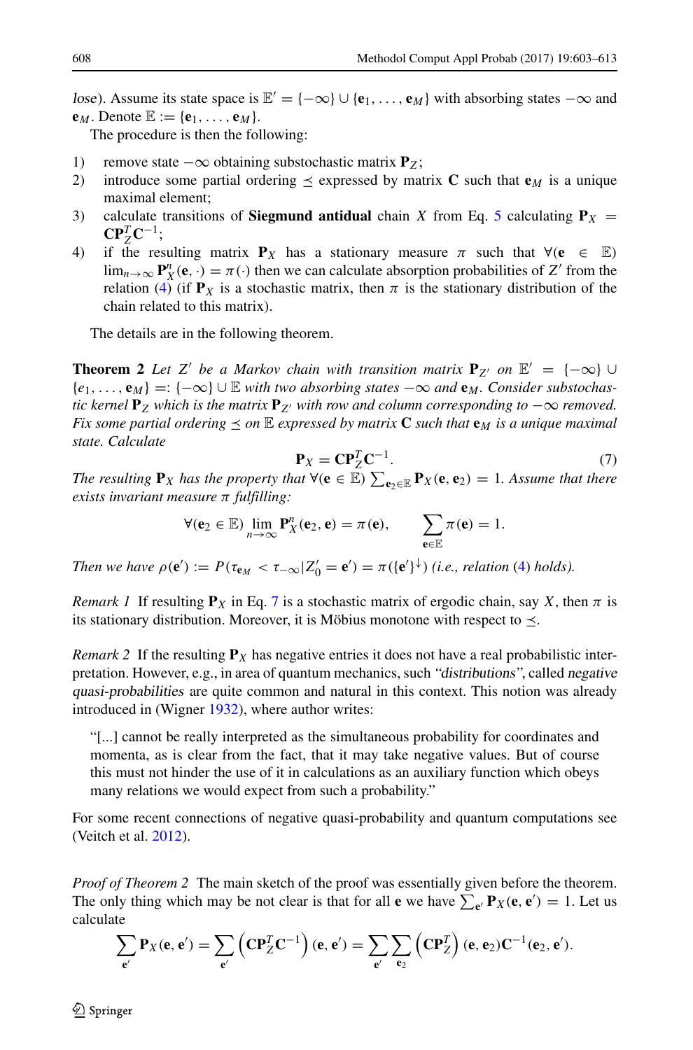*lose*). Assume its state space is $\mathbb{E}' = \{-\infty\} \cup \{\mathbf{e}_1, \ldots, \mathbf{e}_M\}$ with absorbing states $-\infty$ and $\mathbf{e}_M$. Denote $\mathbb{E} := \{\mathbf{e}_1, \ldots, \mathbf{e}_M\}$.

The procedure is then the following:

1) remove state $-\infty$ obtaining substochastic matrix $\mathbf{P}_Z$;
2) introduce some partial ordering $\preceq$ expressed by matrix $\mathbf{C}$ such that $\mathbf{e}_M$ is a unique maximal element;
3) calculate transitions of **Siegmund antidual** chain $X$ from Eq. 5 calculating $\mathbf{P}_X = \mathbf{C}\mathbf{P}_Z^T\mathbf{C}^{-1}$;
4) if the resulting matrix $\mathbf{P}_X$ has a stationary measure $\pi$ such that $\forall(\mathbf{e} \in \mathbb{E})$ $\lim_{n\to\infty} \mathbf{P}_X^n(\mathbf{e}, \cdot) = \pi(\cdot)$ then we can calculate absorption probabilities of $Z'$ from the relation (4) (if $\mathbf{P}_X$ is a stochastic matrix, then $\pi$ is the stationary distribution of the chain related to this matrix).

The details are in the following theorem.

**Theorem 2** *Let $Z'$ be a Markov chain with transition matrix $\mathbf{P}_{Z'}$ on $\mathbb{E}' = \{-\infty\} \cup \{e_1, \ldots, \mathbf{e}_M\} =: \{-\infty\} \cup \mathbb{E}$ with two absorbing states $-\infty$ and $\mathbf{e}_M$. Consider substochastic kernel $\mathbf{P}_Z$ which is the matrix $\mathbf{P}_{Z'}$ with row and column corresponding to $-\infty$ removed. Fix some partial ordering $\preceq$ on $\mathbb{E}$ expressed by matrix $\mathbf{C}$ such that $\mathbf{e}_M$ is a unique maximal state. Calculate*

$$\mathbf{P}_X = \mathbf{C}\mathbf{P}_Z^T\mathbf{C}^{-1}. \tag{7}$$

*The resulting $\mathbf{P}_X$ has the property that $\forall(\mathbf{e} \in \mathbb{E})$ $\sum_{\mathbf{e}_2\in\mathbb{E}} \mathbf{P}_X(\mathbf{e}, \mathbf{e}_2) = 1$. Assume that there exists invariant measure $\pi$ fulfilling:*

$$\forall(\mathbf{e}_2 \in \mathbb{E}) \lim_{n\to\infty} \mathbf{P}_X^n(\mathbf{e}_2, \mathbf{e}) = \pi(\mathbf{e}), \qquad \sum_{\mathbf{e}\in\mathbb{E}} \pi(\mathbf{e}) = 1.$$

*Then we have $\rho(\mathbf{e}') := P(\tau_{\mathbf{e}_M} < \tau_{-\infty} | Z_0' = \mathbf{e}') = \pi(\{\mathbf{e}'\}^{\downarrow})$ (i.e., relation (4) holds).*

*Remark 1* If resulting $\mathbf{P}_X$ in Eq. 7 is a stochastic matrix of ergodic chain, say $X$, then $\pi$ is its stationary distribution. Moreover, it is Möbius monotone with respect to $\preceq$.

*Remark 2* If the resulting $\mathbf{P}_X$ has negative entries it does not have a real probabilistic interpretation. However, e.g., in area of quantum mechanics, such *"distributions"*, called *negative quasi-probabilities* are quite common and natural in this context. This notion was already introduced in (Wigner 1932), where author writes:

> "[...] cannot be really interpreted as the simultaneous probability for coordinates and momenta, as is clear from the fact, that it may take negative values. But of course this must not hinder the use of it in calculations as an auxiliary function which obeys many relations we would expect from such a probability."

For some recent connections of negative quasi-probability and quantum computations see (Veitch et al. 2012).

*Proof of Theorem 2* The main sketch of the proof was essentially given before the theorem. The only thing which may be not clear is that for all $\mathbf{e}$ we have $\sum_{\mathbf{e}'} \mathbf{P}_X(\mathbf{e}, \mathbf{e}') = 1$. Let us calculate

$$\sum_{\mathbf{e}'} \mathbf{P}_X(\mathbf{e}, \mathbf{e}') = \sum_{\mathbf{e}'} \left(\mathbf{C}\mathbf{P}_Z^T\mathbf{C}^{-1}\right)(\mathbf{e}, \mathbf{e}') = \sum_{\mathbf{e}'} \sum_{\mathbf{e}_2} \left(\mathbf{C}\mathbf{P}_Z^T\right)(\mathbf{e}, \mathbf{e}_2)\mathbf{C}^{-1}(\mathbf{e}_2, \mathbf{e}').$$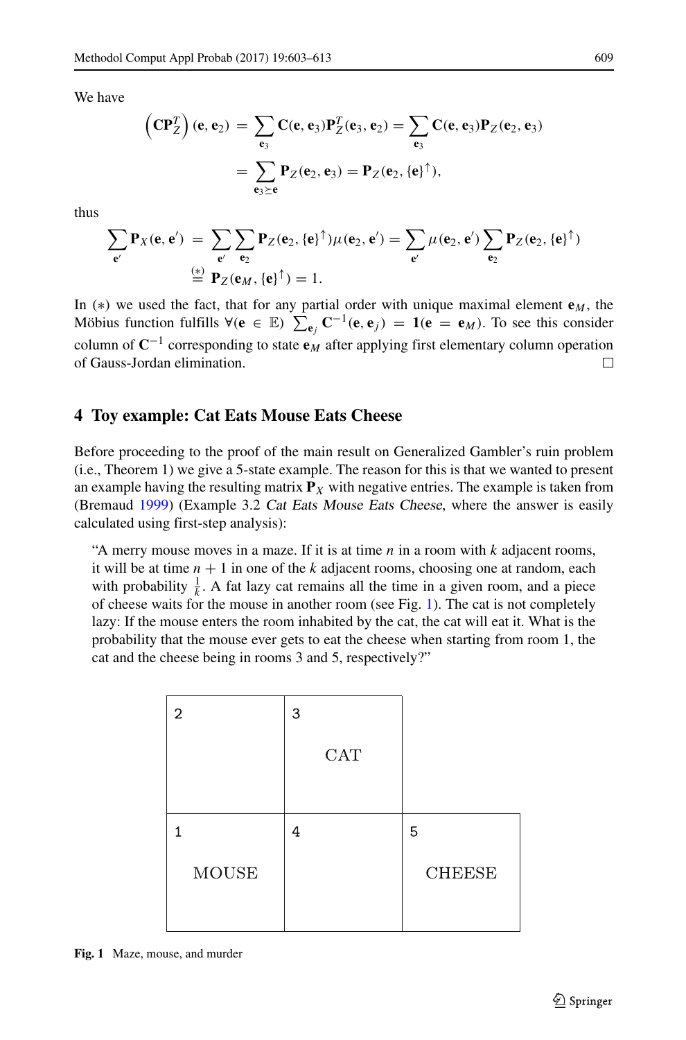We have

$$\left(\mathbf{C}\mathbf{P}_Z^T\right)(\mathbf{e}, \mathbf{e}_2) = \sum_{\mathbf{e}_3} \mathbf{C}(\mathbf{e}, \mathbf{e}_3)\mathbf{P}_Z^T(\mathbf{e}_3, \mathbf{e}_2) = \sum_{\mathbf{e}_3} \mathbf{C}(\mathbf{e}, \mathbf{e}_3)\mathbf{P}_Z(\mathbf{e}_2, \mathbf{e}_3)$$

$$= \sum_{\mathbf{e}_3 \succeq \mathbf{e}} \mathbf{P}_Z(\mathbf{e}_2, \mathbf{e}_3) = \mathbf{P}_Z(\mathbf{e}_2, \{\mathbf{e}\}^{\uparrow}),$$

thus

$$\sum_{\mathbf{e}'} \mathbf{P}_X(\mathbf{e}, \mathbf{e}') = \sum_{\mathbf{e}'} \sum_{\mathbf{e}_2} \mathbf{P}_Z(\mathbf{e}_2, \{\mathbf{e}\}^{\uparrow})\mu(\mathbf{e}_2, \mathbf{e}') = \sum_{\mathbf{e}'} \mu(\mathbf{e}_2, \mathbf{e}') \sum_{\mathbf{e}_2} \mathbf{P}_Z(\mathbf{e}_2, \{\mathbf{e}\}^{\uparrow})$$

$$\stackrel{(*)}{=} \mathbf{P}_Z(\mathbf{e}_M, \{\mathbf{e}\}^{\uparrow}) = 1.$$

In $(*)$ we used the fact, that for any partial order with unique maximal element $\mathbf{e}_M$, the Möbius function fulfills $\forall(\mathbf{e} \in \mathbb{E})\ \sum_{\mathbf{e}_j} \mathbf{C}^{-1}(\mathbf{e}, \mathbf{e}_j) = \mathbf{1}(\mathbf{e} = \mathbf{e}_M)$. To see this consider column of $\mathbf{C}^{-1}$ corresponding to state $\mathbf{e}_M$ after applying first elementary column operation of Gauss-Jordan elimination. □

## 4 Toy example: Cat Eats Mouse Eats Cheese

Before proceeding to the proof of the main result on Generalized Gambler's ruin problem (i.e., Theorem 1) we give a 5-state example. The reason for this is that we wanted to present an example having the resulting matrix $\mathbf{P}_X$ with negative entries. The example is taken from (Bremaud 1999) (Example 3.2 *Cat Eats Mouse Eats Cheese*, where the answer is easily calculated using first-step analysis):

> "A merry mouse moves in a maze. If it is at time $n$ in a room with $k$ adjacent rooms, it will be at time $n+1$ in one of the $k$ adjacent rooms, choosing one at random, each with probability $\frac{1}{k}$. A fat lazy cat remains all the time in a given room, and a piece of cheese waits for the mouse in another room (see Fig. 1). The cat is not completely lazy: If the mouse enters the room inhabited by the cat, the cat will eat it. What is the probability that the mouse ever gets to eat the cheese when starting from room 1, the cat and the cheese being in rooms 3 and 5, respectively?"

| 2 | 3 CAT | |
|---|---|---|
| 1 MOUSE | 4 | 5 CHEESE |

**Fig. 1** Maze, mouse, and murder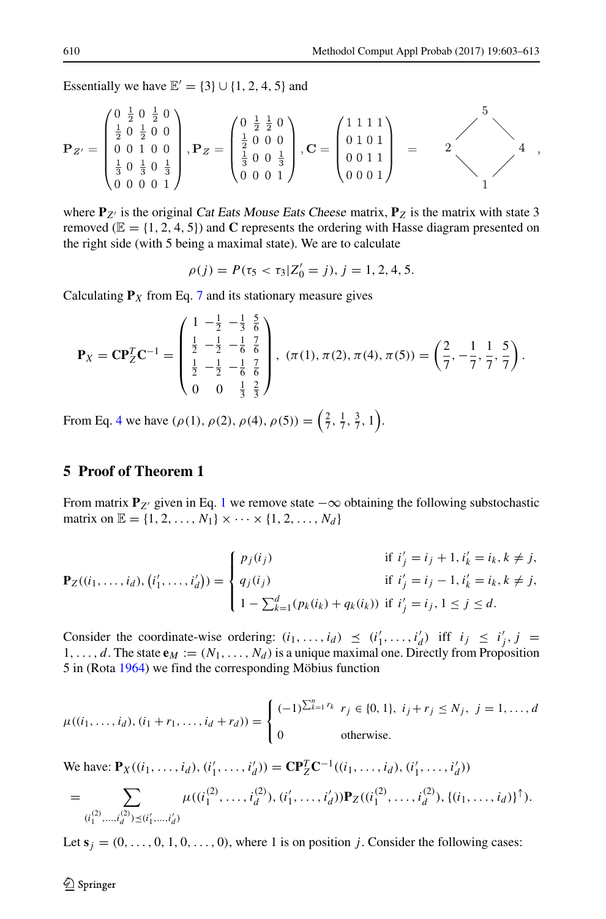Essentially we have $\mathbb{E}' = \{3\} \cup \{1, 2, 4, 5\}$ and

$$
\mathbf{P}_{Z'} = \begin{pmatrix} 0 & \frac{1}{2} & 0 & \frac{1}{2} & 0 \\ \frac{1}{2} & 0 & \frac{1}{2} & 0 & 0 \\ 0 & 0 & 1 & 0 & 0 \\ \frac{1}{3} & 0 & \frac{1}{3} & 0 & \frac{1}{3} \\ 0 & 0 & 0 & 0 & 1 \end{pmatrix}, \mathbf{P}_Z = \begin{pmatrix} 0 & \frac{1}{2} & \frac{1}{2} & 0 \\ \frac{1}{2} & 0 & 0 & 0 \\ \frac{1}{3} & 0 & 0 & \frac{1}{3} \\ 0 & 0 & 0 & 1 \end{pmatrix}, \mathbf{C} = \begin{pmatrix} 1 & 1 & 1 & 1 \\ 0 & 1 & 0 & 1 \\ 0 & 0 & 1 & 1 \\ 0 & 0 & 0 & 1 \end{pmatrix} \quad = \quad
$$

```
     5
   /   \
  2     4
   \   /
     1
```

where $\mathbf{P}_{Z'}$ is the original *Cat Eats Mouse Eats Cheese* matrix, $\mathbf{P}_Z$ is the matrix with state 3 removed ($\mathbb{E} = \{1, 2, 4, 5\}$) and $\mathbf{C}$ represents the ordering with Hasse diagram presented on the right side (with 5 being a maximal state). We are to calculate

$$
\rho(j) = P(\tau_5 < \tau_3 | Z'_0 = j), \; j = 1, 2, 4, 5.
$$

Calculating $\mathbf{P}_X$ from Eq. 7 and its stationary measure gives

$$
\mathbf{P}_X = \mathbf{C}\mathbf{P}_Z^T\mathbf{C}^{-1} = \begin{pmatrix} 1 & -\frac{1}{2} & -\frac{1}{3} & \frac{5}{6} \\ \frac{1}{2} & -\frac{1}{2} & -\frac{1}{6} & \frac{7}{6} \\ \frac{1}{2} & -\frac{1}{2} & -\frac{1}{6} & \frac{7}{6} \\ 0 & 0 & \frac{1}{3} & \frac{2}{3} \end{pmatrix}, \; (\pi(1), \pi(2), \pi(4), \pi(5)) = \left(\frac{2}{7}, -\frac{1}{7}, \frac{1}{7}, \frac{5}{7}\right).
$$

From Eq. 4 we have $(\rho(1), \rho(2), \rho(4), \rho(5)) = \left(\frac{2}{7}, \frac{1}{7}, \frac{3}{7}, 1\right)$.

## 5 Proof of Theorem 1

From matrix $\mathbf{P}_{Z'}$ given in Eq. 1 we remove state $-\infty$ obtaining the following substochastic matrix on $\mathbb{E} = \{1, 2, \ldots, N_1\} \times \cdots \times \{1, 2, \ldots, N_d\}$

$$
\mathbf{P}_Z((i_1, \ldots, i_d), (i'_1, \ldots, i'_d)) = \begin{cases} p_j(i_j) & \text{if } i'_j = i_j + 1, i'_k = i_k, k \neq j, \\ q_j(i_j) & \text{if } i'_j = i_j - 1, i'_k = i_k, k \neq j, \\ 1 - \sum_{k=1}^{d}(p_k(i_k) + q_k(i_k)) & \text{if } i'_j = i_j, 1 \leq j \leq d. \end{cases}
$$

Consider the coordinate-wise ordering: $(i_1, \ldots, i_d) \preceq (i'_1, \ldots, i'_d)$ iff $i_j \leq i'_j, j = 1, \ldots, d$. The state $\mathbf{e}_M := (N_1, \ldots, N_d)$ is a unique maximal one. Directly from Proposition 5 in (Rota 1964) we find the corresponding Möbius function

$$
\mu((i_1, \ldots, i_d), (i_1 + r_1, \ldots, i_d + r_d)) = \begin{cases} (-1)^{\sum_{k=1}^{n} r_k} & r_j \in \{0, 1\}, \; i_j + r_j \leq N_j, \; j = 1, \ldots, d \\ 0 & \text{otherwise.} \end{cases}
$$

We have: $\mathbf{P}_X((i_1, \ldots, i_d), (i'_1, \ldots, i'_d)) = \mathbf{C}\mathbf{P}_Z^T\mathbf{C}^{-1}((i_1, \ldots, i_d), (i'_1, \ldots, i'_d))$

$$
= \sum_{(i_1^{(2)}, \ldots, i_d^{(2)}) \preceq (i'_1, \ldots, i'_d)} \mu((i_1^{(2)}, \ldots, i_d^{(2)}), (i'_1, \ldots, i'_d))\mathbf{P}_Z((i_1^{(2)}, \ldots, i_d^{(2)}), \{(i_1, \ldots, i_d)\}^{\uparrow}).
$$

Let $\mathbf{s}_j = (0, \ldots, 0, 1, 0, \ldots, 0)$, where 1 is on position $j$. Consider the following cases: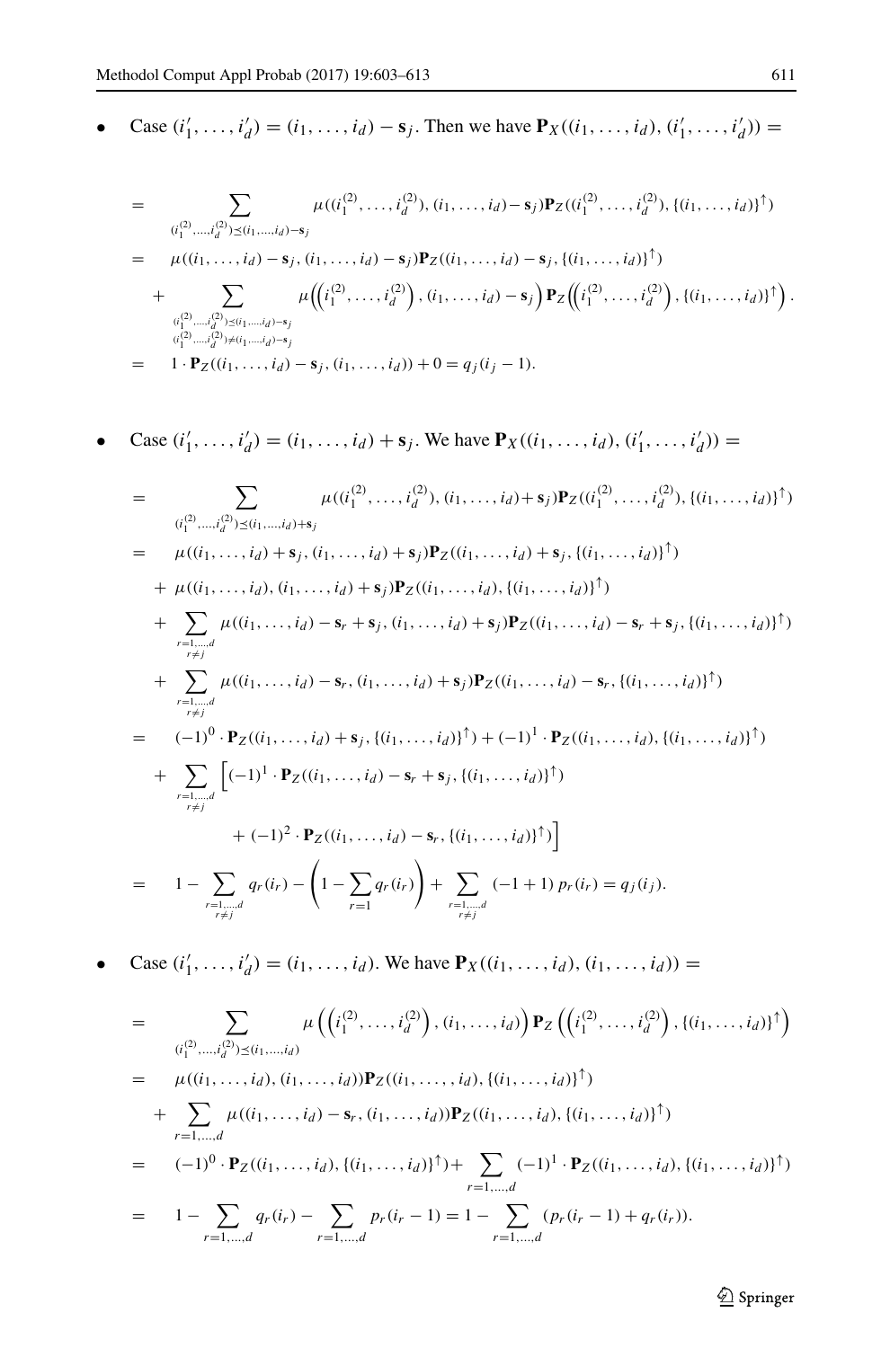- Case $(i'_1, \ldots, i'_d) = (i_1, \ldots, i_d) - \mathbf{s}_j$. Then we have $\mathbf{P}_X((i_1, \ldots, i_d), (i'_1, \ldots, i'_d)) =$

$$
\begin{aligned}
&= \sum_{(i_1^{(2)}, \ldots, i_d^{(2)}) \preceq (i_1, \ldots, i_d) - \mathbf{s}_j} \mu((i_1^{(2)}, \ldots, i_d^{(2)}), (i_1, \ldots, i_d) - \mathbf{s}_j) \mathbf{P}_Z((i_1^{(2)}, \ldots, i_d^{(2)}), \{(i_1, \ldots, i_d)\}^{\uparrow}) \\
&= \mu((i_1, \ldots, i_d) - \mathbf{s}_j, (i_1, \ldots, i_d) - \mathbf{s}_j) \mathbf{P}_Z((i_1, \ldots, i_d) - \mathbf{s}_j, \{(i_1, \ldots, i_d)\}^{\uparrow}) \\
&\quad + \sum_{\substack{(i_1^{(2)}, \ldots, i_d^{(2)}) \preceq (i_1, \ldots, i_d) - \mathbf{s}_j \\ (i_1^{(2)}, \ldots, i_d^{(2)}) \neq (i_1, \ldots, i_d) - \mathbf{s}_j}} \mu\left(\left(i_1^{(2)}, \ldots, i_d^{(2)}\right), (i_1, \ldots, i_d) - \mathbf{s}_j\right) \mathbf{P}_Z\left(\left(i_1^{(2)}, \ldots, i_d^{(2)}\right), \{(i_1, \ldots, i_d)\}^{\uparrow}\right). \\
&= 1 \cdot \mathbf{P}_Z((i_1, \ldots, i_d) - \mathbf{s}_j, (i_1, \ldots, i_d)) + 0 = q_j(i_j - 1).
\end{aligned}
$$

- Case $(i'_1, \ldots, i'_d) = (i_1, \ldots, i_d) + \mathbf{s}_j$. We have $\mathbf{P}_X((i_1, \ldots, i_d), (i'_1, \ldots, i'_d)) =$

$$
\begin{aligned}
&= \sum_{(i_1^{(2)}, \ldots, i_d^{(2)}) \preceq (i_1, \ldots, i_d) + \mathbf{s}_j} \mu((i_1^{(2)}, \ldots, i_d^{(2)}), (i_1, \ldots, i_d) + \mathbf{s}_j) \mathbf{P}_Z((i_1^{(2)}, \ldots, i_d^{(2)}), \{(i_1, \ldots, i_d)\}^{\uparrow}) \\
&= \mu((i_1, \ldots, i_d) + \mathbf{s}_j, (i_1, \ldots, i_d) + \mathbf{s}_j) \mathbf{P}_Z((i_1, \ldots, i_d) + \mathbf{s}_j, \{(i_1, \ldots, i_d)\}^{\uparrow}) \\
&\quad + \mu((i_1, \ldots, i_d), (i_1, \ldots, i_d) + \mathbf{s}_j) \mathbf{P}_Z((i_1, \ldots, i_d), \{(i_1, \ldots, i_d)\}^{\uparrow}) \\
&\quad + \sum_{\substack{r=1,\ldots,d \\ r \neq j}} \mu((i_1, \ldots, i_d) - \mathbf{s}_r + \mathbf{s}_j, (i_1, \ldots, i_d) + \mathbf{s}_j) \mathbf{P}_Z((i_1, \ldots, i_d) - \mathbf{s}_r + \mathbf{s}_j, \{(i_1, \ldots, i_d)\}^{\uparrow}) \\
&\quad + \sum_{\substack{r=1,\ldots,d \\ r \neq j}} \mu((i_1, \ldots, i_d) - \mathbf{s}_r, (i_1, \ldots, i_d) + \mathbf{s}_j) \mathbf{P}_Z((i_1, \ldots, i_d) - \mathbf{s}_r, \{(i_1, \ldots, i_d)\}^{\uparrow}) \\
&= (-1)^0 \cdot \mathbf{P}_Z((i_1, \ldots, i_d) + \mathbf{s}_j, \{(i_1, \ldots, i_d)\}^{\uparrow}) + (-1)^1 \cdot \mathbf{P}_Z((i_1, \ldots, i_d), \{(i_1, \ldots, i_d)\}^{\uparrow}) \\
&\quad + \sum_{\substack{r=1,\ldots,d \\ r \neq j}} \Big[ (-1)^1 \cdot \mathbf{P}_Z((i_1, \ldots, i_d) - \mathbf{s}_r + \mathbf{s}_j, \{(i_1, \ldots, i_d)\}^{\uparrow}) \\
&\qquad\qquad + (-1)^2 \cdot \mathbf{P}_Z((i_1, \ldots, i_d) - \mathbf{s}_r, \{(i_1, \ldots, i_d)\}^{\uparrow}) \Big] \\
&= 1 - \sum_{\substack{r=1,\ldots,d \\ r \neq j}} q_r(i_r) - \left(1 - \sum_{r=1} q_r(i_r)\right) + \sum_{\substack{r=1,\ldots,d \\ r \neq j}} (-1+1)\, p_r(i_r) = q_j(i_j).
\end{aligned}
$$

- Case $(i'_1, \ldots, i'_d) = (i_1, \ldots, i_d)$. We have $\mathbf{P}_X((i_1, \ldots, i_d), (i_1, \ldots, i_d)) =$

$$
\begin{aligned}
&= \sum_{(i_1^{(2)}, \ldots, i_d^{(2)}) \preceq (i_1, \ldots, i_d)} \mu\left(\left(i_1^{(2)}, \ldots, i_d^{(2)}\right), (i_1, \ldots, i_d)\right) \mathbf{P}_Z\left(\left(i_1^{(2)}, \ldots, i_d^{(2)}\right), \{(i_1, \ldots, i_d)\}^{\uparrow}\right) \\
&= \mu((i_1, \ldots, i_d), (i_1, \ldots, i_d)) \mathbf{P}_Z((i_1, \ldots, i_d), \{(i_1, \ldots, i_d)\}^{\uparrow}) \\
&\quad + \sum_{r=1,\ldots,d} \mu((i_1, \ldots, i_d) - \mathbf{s}_r, (i_1, \ldots, i_d)) \mathbf{P}_Z((i_1, \ldots, i_d), \{(i_1, \ldots, i_d)\}^{\uparrow}) \\
&= (-1)^0 \cdot \mathbf{P}_Z((i_1, \ldots, i_d), \{(i_1, \ldots, i_d)\}^{\uparrow}) + \sum_{r=1,\ldots,d} (-1)^1 \cdot \mathbf{P}_Z((i_1, \ldots, i_d), \{(i_1, \ldots, i_d)\}^{\uparrow}) \\
&= 1 - \sum_{r=1,\ldots,d} q_r(i_r) - \sum_{r=1,\ldots,d} p_r(i_r - 1) = 1 - \sum_{r=1,\ldots,d} (p_r(i_r - 1) + q_r(i_r)).
\end{aligned}
$$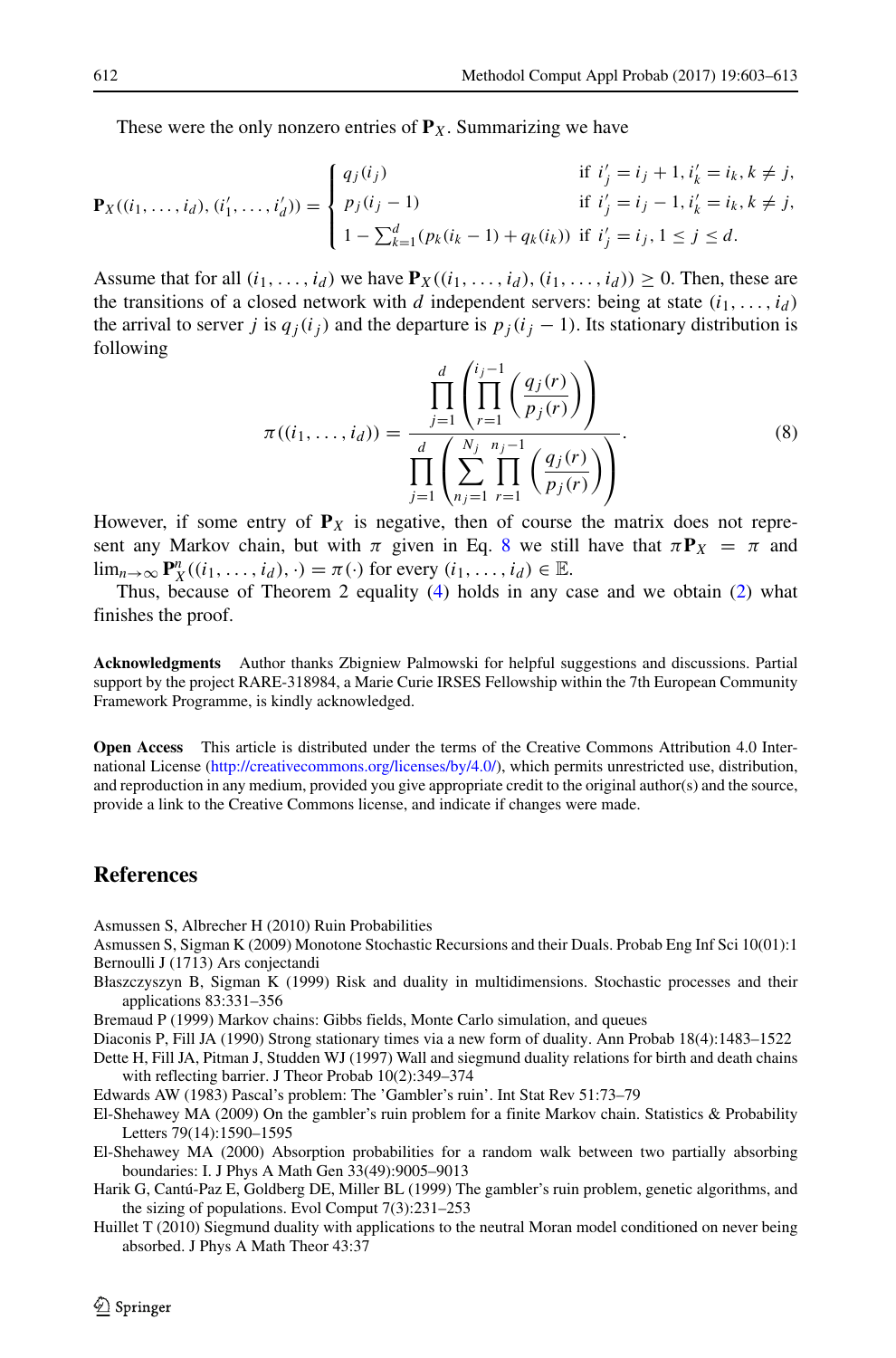These were the only nonzero entries of $\mathbf{P}_X$. Summarizing we have

$$
\mathbf{P}_X((i_1,\ldots,i_d),(i'_1,\ldots,i'_d)) = \begin{cases} q_j(i_j) & \text{if } i'_j = i_j+1, i'_k = i_k, k \neq j, \\ p_j(i_j-1) & \text{if } i'_j = i_j-1, i'_k = i_k, k \neq j, \\ 1-\sum_{k=1}^{d}(p_k(i_k-1)+q_k(i_k)) & \text{if } i'_j = i_j, 1 \leq j \leq d. \end{cases}
$$

Assume that for all $(i_1,\ldots,i_d)$ we have $\mathbf{P}_X((i_1,\ldots,i_d),(i_1,\ldots,i_d)) \geq 0$. Then, these are the transitions of a closed network with $d$ independent servers: being at state $(i_1,\ldots,i_d)$ the arrival to server $j$ is $q_j(i_j)$ and the departure is $p_j(i_j-1)$. Its stationary distribution is following

$$
\pi((i_1,\ldots,i_d)) = \frac{\prod_{j=1}^{d}\left(\prod_{r=1}^{i_j-1}\left(\frac{q_j(r)}{p_j(r)}\right)\right)}{\prod_{j=1}^{d}\left(\sum_{n_j=1}^{N_j}\prod_{r=1}^{n_j-1}\left(\frac{q_j(r)}{p_j(r)}\right)\right)}. \tag{8}
$$

However, if some entry of $\mathbf{P}_X$ is negative, then of course the matrix does not represent any Markov chain, but with $\pi$ given in Eq. 8 we still have that $\pi\mathbf{P}_X = \pi$ and $\lim_{n\to\infty}\mathbf{P}_X^n((i_1,\ldots,i_d),\cdot) = \pi(\cdot)$ for every $(i_1,\ldots,i_d) \in \mathbb{E}$.

Thus, because of Theorem 2 equality (4) holds in any case and we obtain (2) what finishes the proof.

**Acknowledgments** Author thanks Zbigniew Palmowski for helpful suggestions and discussions. Partial support by the project RARE-318984, a Marie Curie IRSES Fellowship within the 7th European Community Framework Programme, is kindly acknowledged.

**Open Access** This article is distributed under the terms of the Creative Commons Attribution 4.0 International License (http://creativecommons.org/licenses/by/4.0/), which permits unrestricted use, distribution, and reproduction in any medium, provided you give appropriate credit to the original author(s) and the source, provide a link to the Creative Commons license, and indicate if changes were made.

## References

Asmussen S, Albrecher H (2010) Ruin Probabilities

Asmussen S, Sigman K (2009) Monotone Stochastic Recursions and their Duals. Probab Eng Inf Sci 10(01):1

Bernoulli J (1713) Ars conjectandi

Błaszczyszyn B, Sigman K (1999) Risk and duality in multidimensions. Stochastic processes and their applications 83:331–356

Bremaud P (1999) Markov chains: Gibbs fields, Monte Carlo simulation, and queues

Diaconis P, Fill JA (1990) Strong stationary times via a new form of duality. Ann Probab 18(4):1483–1522

Dette H, Fill JA, Pitman J, Studden WJ (1997) Wall and siegmund duality relations for birth and death chains with reflecting barrier. J Theor Probab 10(2):349–374

Edwards AW (1983) Pascal's problem: The 'Gambler's ruin'. Int Stat Rev 51:73–79

El-Shehawey MA (2009) On the gambler's ruin problem for a finite Markov chain. Statistics & Probability Letters 79(14):1590–1595

El-Shehawey MA (2000) Absorption probabilities for a random walk between two partially absorbing boundaries: I. J Phys A Math Gen 33(49):9005–9013

Harik G, Cantú-Paz E, Goldberg DE, Miller BL (1999) The gambler's ruin problem, genetic algorithms, and the sizing of populations. Evol Comput 7(3):231–253

Huillet T (2010) Siegmund duality with applications to the neutral Moran model conditioned on never being absorbed. J Phys A Math Theor 43:37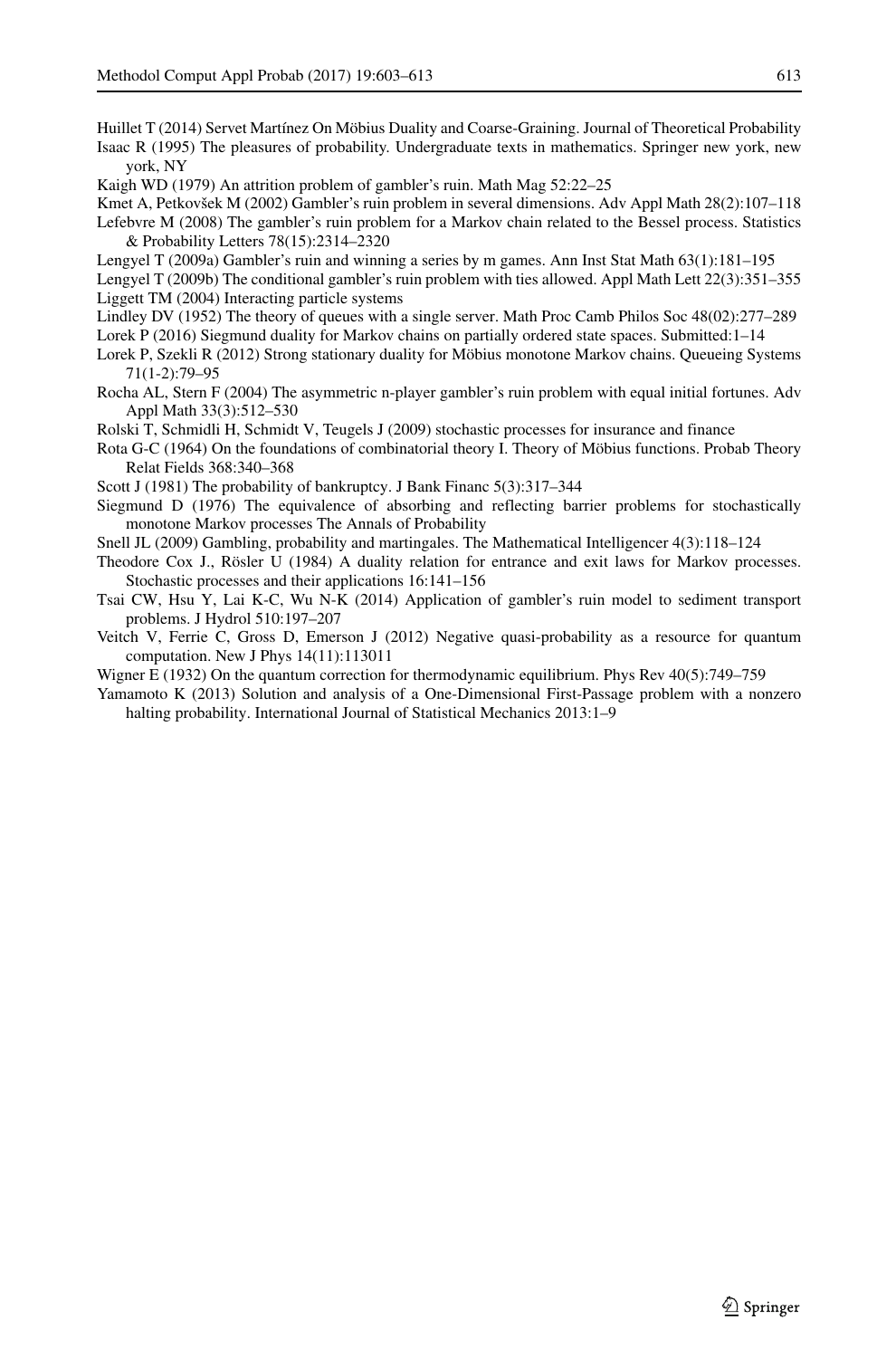Huillet T (2014) Servet Martínez On Möbius Duality and Coarse-Graining. Journal of Theoretical Probability

Isaac R (1995) The pleasures of probability. Undergraduate texts in mathematics. Springer new york, new york, NY

Kaigh WD (1979) An attrition problem of gambler's ruin. Math Mag 52:22–25

Kmet A, Petkovšek M (2002) Gambler's ruin problem in several dimensions. Adv Appl Math 28(2):107–118

Lefebvre M (2008) The gambler's ruin problem for a Markov chain related to the Bessel process. Statistics & Probability Letters 78(15):2314–2320

Lengyel T (2009a) Gambler's ruin and winning a series by m games. Ann Inst Stat Math 63(1):181–195

Lengyel T (2009b) The conditional gambler's ruin problem with ties allowed. Appl Math Lett 22(3):351–355

Liggett TM (2004) Interacting particle systems

Lindley DV (1952) The theory of queues with a single server. Math Proc Camb Philos Soc 48(02):277–289

Lorek P (2016) Siegmund duality for Markov chains on partially ordered state spaces. Submitted:1–14

Lorek P, Szekli R (2012) Strong stationary duality for Möbius monotone Markov chains. Queueing Systems 71(1-2):79–95

Rocha AL, Stern F (2004) The asymmetric n-player gambler's ruin problem with equal initial fortunes. Adv Appl Math 33(3):512–530

Rolski T, Schmidli H, Schmidt V, Teugels J (2009) stochastic processes for insurance and finance

Rota G-C (1964) On the foundations of combinatorial theory I. Theory of Möbius functions. Probab Theory Relat Fields 368:340–368

Scott J (1981) The probability of bankruptcy. J Bank Financ 5(3):317–344

Siegmund D (1976) The equivalence of absorbing and reflecting barrier problems for stochastically monotone Markov processes The Annals of Probability

Snell JL (2009) Gambling, probability and martingales. The Mathematical Intelligencer 4(3):118–124

Theodore Cox J., Rösler U (1984) A duality relation for entrance and exit laws for Markov processes. Stochastic processes and their applications 16:141–156

Tsai CW, Hsu Y, Lai K-C, Wu N-K (2014) Application of gambler's ruin model to sediment transport problems. J Hydrol 510:197–207

Veitch V, Ferrie C, Gross D, Emerson J (2012) Negative quasi-probability as a resource for quantum computation. New J Phys 14(11):113011

Wigner E (1932) On the quantum correction for thermodynamic equilibrium. Phys Rev 40(5):749–759

Yamamoto K (2013) Solution and analysis of a One-Dimensional First-Passage problem with a nonzero halting probability. International Journal of Statistical Mechanics 2013:1–9